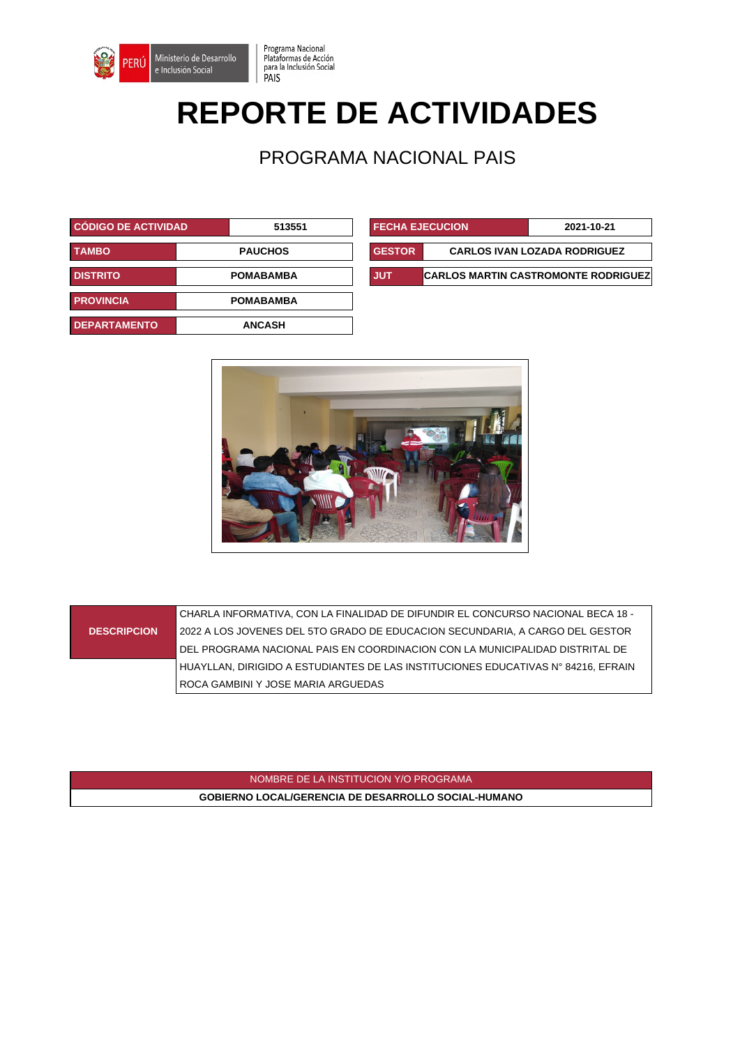Ministerio de Desarrollo e Inclusión Social | Programa Nacional Plataformas de Acción para la Inclusión Social PAIS

# REPORTE DE ACTIVIDADES

## PROGRAMA NACIONAL PAIS

| CÓDIGO DE ACTIVIDAD | 513551 |
|---|---|
| TAMBO | PAUCHOS |
| DISTRITO | POMABAMBA |
| PROVINCIA | POMABAMBA |
| DEPARTAMENTO | ANCASH |

| FECHA EJECUCION | 2021-10-21 |
|---|---|
| GESTOR | CARLOS IVAN LOZADA RODRIGUEZ |
| JUT | CARLOS MARTIN CASTROMONTE RODRIGUEZ |

| DESCRIPCION | CHARLA INFORMATIVA, CON LA FINALIDAD DE DIFUNDIR EL CONCURSO NACIONAL BECA 18 - 2022 A LOS JOVENES DEL 5TO GRADO DE EDUCACION SECUNDARIA, A CARGO DEL GESTOR DEL PROGRAMA NACIONAL PAIS EN COORDINACION CON LA MUNICIPALIDAD DISTRITAL DE HUAYLLAN, DIRIGIDO A ESTUDIANTES DE LAS INSTITUCIONES EDUCATIVAS N° 84216, EFRAIN ROCA GAMBINI Y JOSE MARIA ARGUEDAS |
|---|---|

| NOMBRE DE LA INSTITUCION Y/O PROGRAMA |
|---|
| GOBIERNO LOCAL/GERENCIA DE DESARROLLO SOCIAL-HUMANO |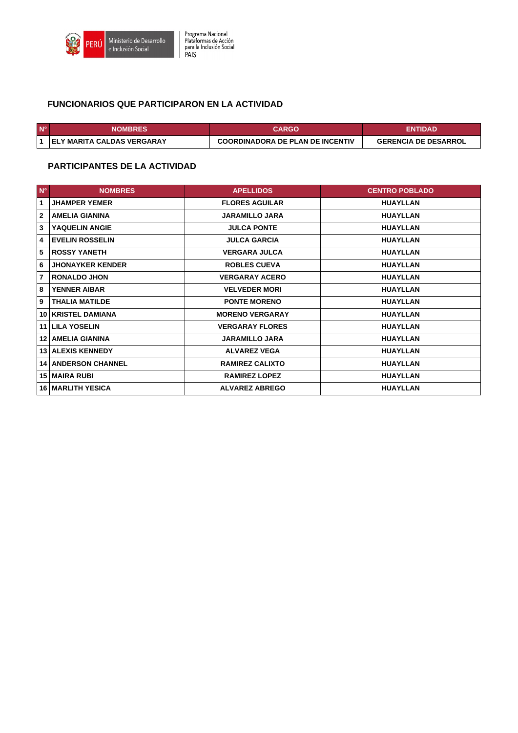Programa Nacional Plataformas de Acción para la Inclusión Social PAIS

## FUNCIONARIOS QUE PARTICIPARON EN LA ACTIVIDAD

| N° | NOMBRES | CARGO | ENTIDAD |
|---|---|---|---|
| 1 | ELY MARITA CALDAS VERGARAY | COORDINADORA DE PLAN DE INCENTIV | GERENCIA DE DESARROL |

## PARTICIPANTES DE LA ACTIVIDAD

| N° | NOMBRES | APELLIDOS | CENTRO POBLADO |
|---|---|---|---|
| 1 | JHAMPER YEMER | FLORES AGUILAR | HUAYLLAN |
| 2 | AMELIA GIANINA | JARAMILLO JARA | HUAYLLAN |
| 3 | YAQUELIN ANGIE | JULCA PONTE | HUAYLLAN |
| 4 | EVELIN ROSSELIN | JULCA GARCIA | HUAYLLAN |
| 5 | ROSSY YANETH | VERGARA JULCA | HUAYLLAN |
| 6 | JHONAYKER KENDER | ROBLES CUEVA | HUAYLLAN |
| 7 | RONALDO JHON | VERGARAY ACERO | HUAYLLAN |
| 8 | YENNER AIBAR | VELVEDER MORI | HUAYLLAN |
| 9 | THALIA MATILDE | PONTE MORENO | HUAYLLAN |
| 10 | KRISTEL DAMIANA | MORENO VERGARAY | HUAYLLAN |
| 11 | LILA YOSELIN | VERGARAY FLORES | HUAYLLAN |
| 12 | AMELIA GIANINA | JARAMILLO JARA | HUAYLLAN |
| 13 | ALEXIS KENNEDY | ALVAREZ VEGA | HUAYLLAN |
| 14 | ANDERSON CHANNEL | RAMIREZ CALIXTO | HUAYLLAN |
| 15 | MAIRA RUBI | RAMIREZ LOPEZ | HUAYLLAN |
| 16 | MARLITH YESICA | ALVAREZ ABREGO | HUAYLLAN |